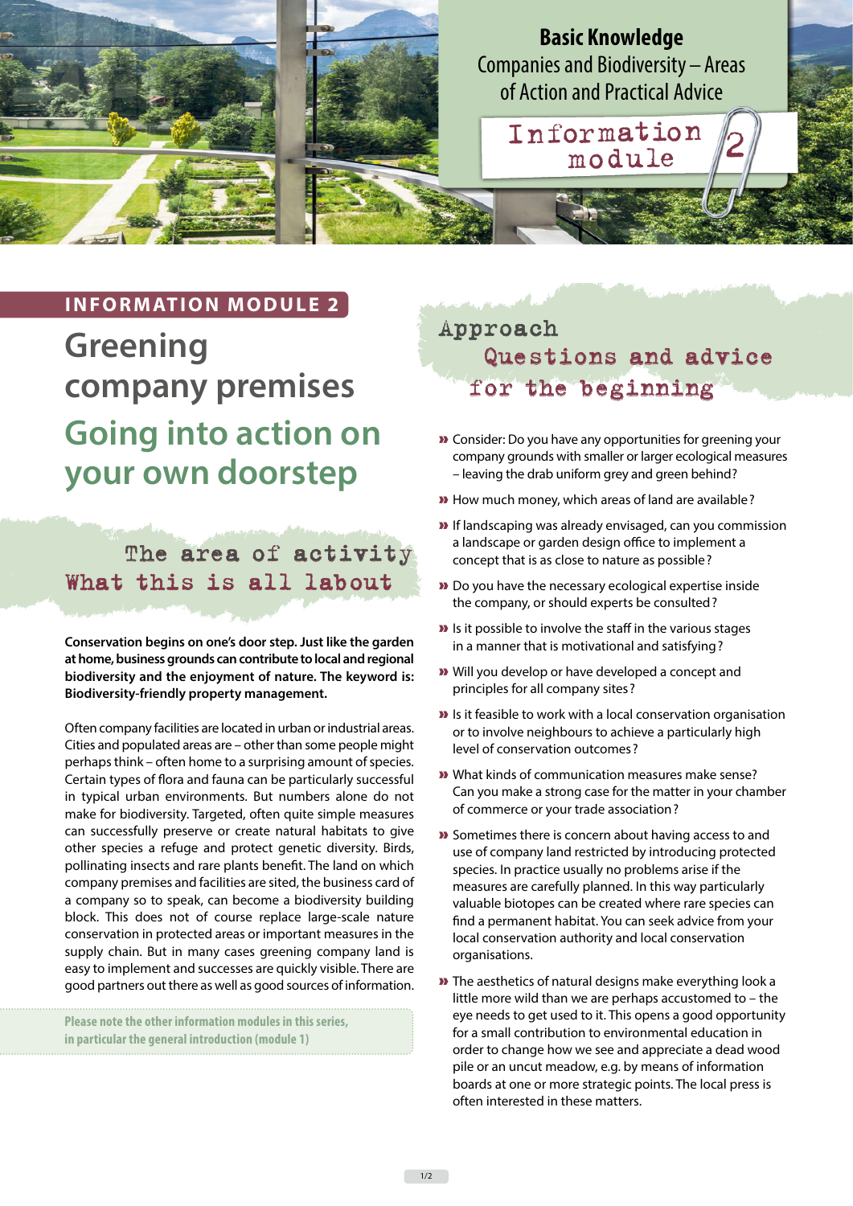**Basic Knowledge**
Companies and Biodiversity – Areas of Action and Practical Advice

Information module 2

INFORMATION MODULE 2

# Greening company premises

## Going into action on your own doorstep

### The area of activity What this is all labout

**Conservation begins on one's door step. Just like the garden at home, business grounds can contribute to local and regional biodiversity and the enjoyment of nature. The keyword is: Biodiversity-friendly property management.**

Often company facilities are located in urban or industrial areas. Cities and populated areas are – other than some people might perhaps think – often home to a surprising amount of species. Certain types of flora and fauna can be particularly successful in typical urban environments. But numbers alone do not make for biodiversity. Targeted, often quite simple measures can successfully preserve or create natural habitats to give other species a refuge and protect genetic diversity. Birds, pollinating insects and rare plants benefit. The land on which company premises and facilities are sited, the business card of a company so to speak, can become a biodiversity building block. This does not of course replace large-scale nature conservation in protected areas or important measures in the supply chain. But in many cases greening company land is easy to implement and successes are quickly visible. There are good partners out there as well as good sources of information.

Please note the other information modules in this series, in particular the general introduction (module 1)

### Approach Questions and advice for the beginning

- Consider: Do you have any opportunities for greening your company grounds with smaller or larger ecological measures – leaving the drab uniform grey and green behind?
- How much money, which areas of land are available?
- If landscaping was already envisaged, can you commission a landscape or garden design office to implement a concept that is as close to nature as possible?
- Do you have the necessary ecological expertise inside the company, or should experts be consulted?
- Is it possible to involve the staff in the various stages in a manner that is motivational and satisfying?
- Will you develop or have developed a concept and principles for all company sites?
- Is it feasible to work with a local conservation organisation or to involve neighbours to achieve a particularly high level of conservation outcomes?
- What kinds of communication measures make sense? Can you make a strong case for the matter in your chamber of commerce or your trade association?
- Sometimes there is concern about having access to and use of company land restricted by introducing protected species. In practice usually no problems arise if the measures are carefully planned. In this way particularly valuable biotopes can be created where rare species can find a permanent habitat. You can seek advice from your local conservation authority and local conservation organisations.
- The aesthetics of natural designs make everything look a little more wild than we are perhaps accustomed to – the eye needs to get used to it. This opens a good opportunity for a small contribution to environmental education in order to change how we see and appreciate a dead wood pile or an uncut meadow, e.g. by means of information boards at one or more strategic points. The local press is often interested in these matters.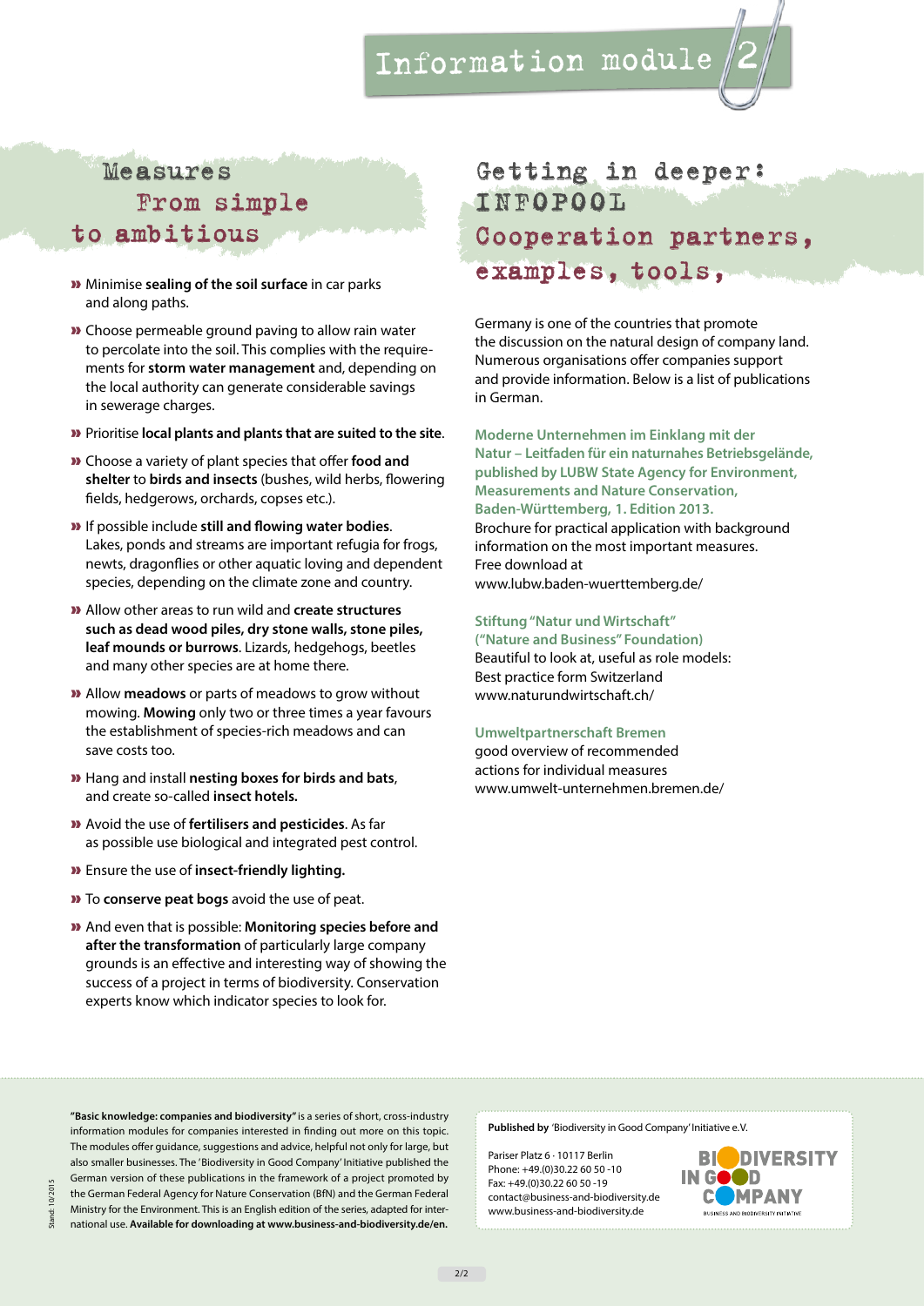Information module 2

## Measures From simple to ambitious

- Minimise **sealing of the soil surface** in car parks and along paths.
- Choose permeable ground paving to allow rain water to percolate into the soil. This complies with the requirements for **storm water management** and, depending on the local authority can generate considerable savings in sewerage charges.
- Prioritise **local plants and plants that are suited to the site**.
- Choose a variety of plant species that offer **food and shelter** to **birds and insects** (bushes, wild herbs, flowering fields, hedgerows, orchards, copses etc.).
- If possible include **still and flowing water bodies**. Lakes, ponds and streams are important refugia for frogs, newts, dragonflies or other aquatic loving and dependent species, depending on the climate zone and country.
- Allow other areas to run wild and **create structures such as dead wood piles, dry stone walls, stone piles, leaf mounds or burrows**. Lizards, hedgehogs, beetles and many other species are at home there.
- Allow **meadows** or parts of meadows to grow without mowing. **Mowing** only two or three times a year favours the establishment of species-rich meadows and can save costs too.
- Hang and install **nesting boxes for birds and bats**, and create so-called **insect hotels.**
- Avoid the use of **fertilisers and pesticides**. As far as possible use biological and integrated pest control.
- Ensure the use of **insect-friendly lighting.**
- To **conserve peat bogs** avoid the use of peat.
- And even that is possible: **Monitoring species before and after the transformation** of particularly large company grounds is an effective and interesting way of showing the success of a project in terms of biodiversity. Conservation experts know which indicator species to look for.

## Getting in deeper: INFOPOOL Cooperation partners, examples, tools,

Germany is one of the countries that promote the discussion on the natural design of company land. Numerous organisations offer companies support and provide information. Below is a list of publications in German.

**Moderne Unternehmen im Einklang mit der Natur – Leitfaden für ein naturnahes Betriebsgelände, published by LUBW State Agency for Environment, Measurements and Nature Conservation, Baden-Württemberg, 1. Edition 2013.**
Brochure for practical application with background information on the most important measures.
Free download at
www.lubw.baden-wuerttemberg.de/

**Stiftung "Natur und Wirtschaft" ("Nature and Business" Foundation)**
Beautiful to look at, useful as role models:
Best practice form Switzerland
www.naturundwirtschaft.ch/

**Umweltpartnerschaft Bremen**
good overview of recommended actions for individual measures
www.umwelt-unternehmen.bremen.de/

**"Basic knowledge: companies and biodiversity"** is a series of short, cross-industry information modules for companies interested in finding out more on this topic. The modules offer guidance, suggestions and advice, helpful not only for large, but also smaller businesses. The 'Biodiversity in Good Company' Initiative published the German version of these publications in the framework of a project promoted by the German Federal Agency for Nature Conservation (BfN) and the German Federal Ministry for the Environment. This is an English edition of the series, adapted for international use. **Available for downloading at www.business-and-biodiversity.de/en.**

Stand: 10/2015

**Published by** 'Biodiversity in Good Company' Initiative e.V.

Pariser Platz 6 · 10117 Berlin
Phone: +49.(0)30.22 60 50 -10
Fax: +49.(0)30.22 60 50 -19
contact@business-and-biodiversity.de
www.business-and-biodiversity.de

BIODIVERSITY IN GOOD COMPANY
BUSINESS AND BIODIVERSITY INITIATIVE